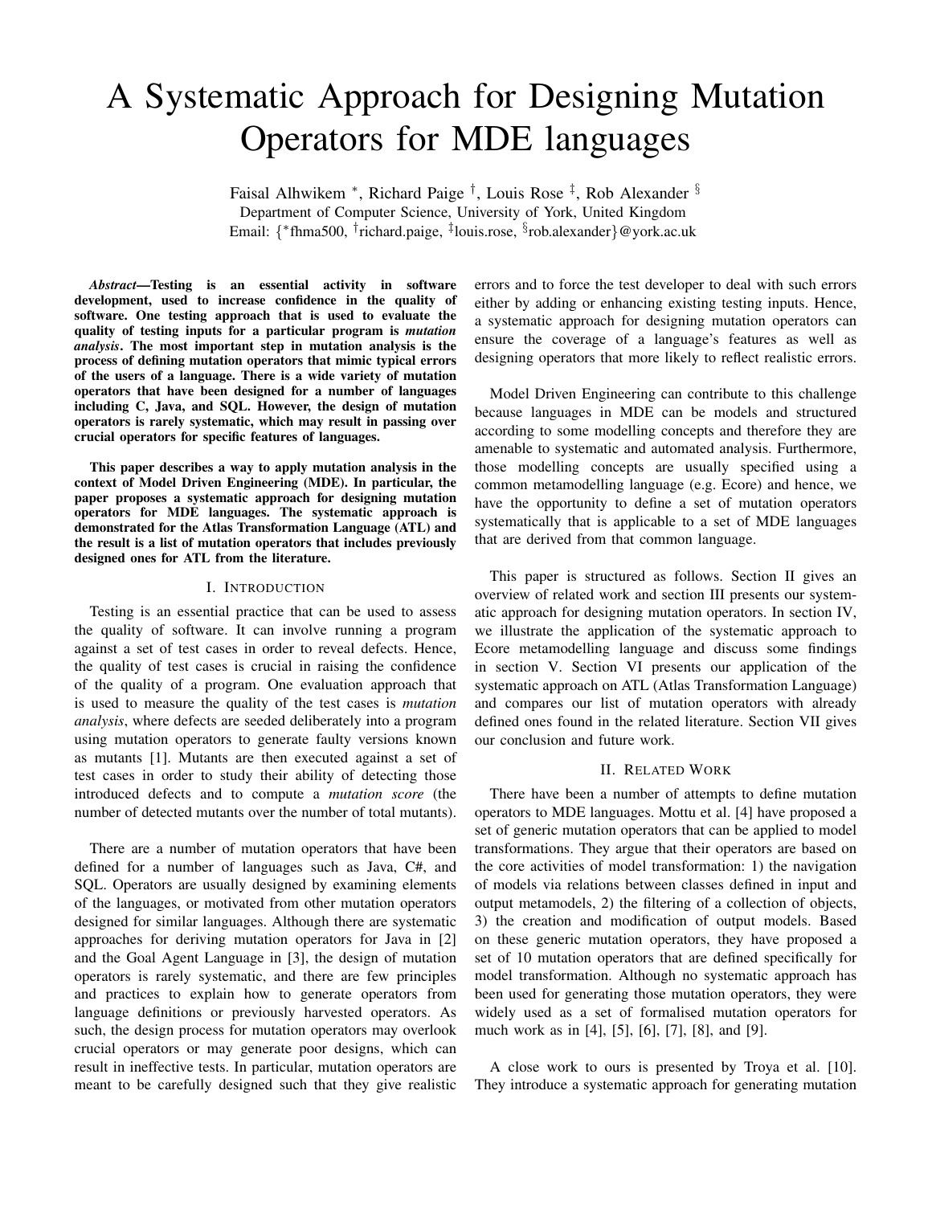# A Systematic Approach for Designing Mutation Operators for MDE languages

Faisal Alhwikem [*], Richard Paige [†], Louis Rose [‡], Rob Alexander [§]
Department of Computer Science, University of York, United Kingdom
Email: {[*]fhma500, [†]richard.paige, [‡]louis.rose, [§]rob.alexander}@york.ac.uk

***Abstract*—Testing is an essential activity in software development, used to increase confidence in the quality of software. One testing approach that is used to evaluate the quality of testing inputs for a particular program is *mutation analysis*. The most important step in mutation analysis is the process of defining mutation operators that mimic typical errors of the users of a language. There is a wide variety of mutation operators that have been designed for a number of languages including C, Java, and SQL. However, the design of mutation operators is rarely systematic, which may result in passing over crucial operators for specific features of languages.**

**This paper describes a way to apply mutation analysis in the context of Model Driven Engineering (MDE). In particular, the paper proposes a systematic approach for designing mutation operators for MDE languages. The systematic approach is demonstrated for the Atlas Transformation Language (ATL) and the result is a list of mutation operators that includes previously designed ones for ATL from the literature.**

## I. Introduction

Testing is an essential practice that can be used to assess the quality of software. It can involve running a program against a set of test cases in order to reveal defects. Hence, the quality of test cases is crucial in raising the confidence of the quality of a program. One evaluation approach that is used to measure the quality of the test cases is *mutation analysis*, where defects are seeded deliberately into a program using mutation operators to generate faulty versions known as mutants [1]. Mutants are then executed against a set of test cases in order to study their ability of detecting those introduced defects and to compute a *mutation score* (the number of detected mutants over the number of total mutants).

There are a number of mutation operators that have been defined for a number of languages such as Java, C#, and SQL. Operators are usually designed by examining elements of the languages, or motivated from other mutation operators designed for similar languages. Although there are systematic approaches for deriving mutation operators for Java in [2] and the Goal Agent Language in [3], the design of mutation operators is rarely systematic, and there are few principles and practices to explain how to generate operators from language definitions or previously harvested operators. As such, the design process for mutation operators may overlook crucial operators or may generate poor designs, which can result in ineffective tests. In particular, mutation operators are meant to be carefully designed such that they give realistic errors and to force the test developer to deal with such errors either by adding or enhancing existing testing inputs. Hence, a systematic approach for designing mutation operators can ensure the coverage of a language's features as well as designing operators that more likely to reflect realistic errors.

Model Driven Engineering can contribute to this challenge because languages in MDE can be models and structured according to some modelling concepts and therefore they are amenable to systematic and automated analysis. Furthermore, those modelling concepts are usually specified using a common metamodelling language (e.g. Ecore) and hence, we have the opportunity to define a set of mutation operators systematically that is applicable to a set of MDE languages that are derived from that common language.

This paper is structured as follows. Section II gives an overview of related work and section III presents our systematic approach for designing mutation operators. In section IV, we illustrate the application of the systematic approach to Ecore metamodelling language and discuss some findings in section V. Section VI presents our application of the systematic approach on ATL (Atlas Transformation Language) and compares our list of mutation operators with already defined ones found in the related literature. Section VII gives our conclusion and future work.

## II. Related Work

There have been a number of attempts to define mutation operators to MDE languages. Mottu et al. [4] have proposed a set of generic mutation operators that can be applied to model transformations. They argue that their operators are based on the core activities of model transformation: 1) the navigation of models via relations between classes defined in input and output metamodels, 2) the filtering of a collection of objects, 3) the creation and modification of output models. Based on these generic mutation operators, they have proposed a set of 10 mutation operators that are defined specifically for model transformation. Although no systematic approach has been used for generating those mutation operators, they were widely used as a set of formalised mutation operators for much work as in [4], [5], [6], [7], [8], and [9].

A close work to ours is presented by Troya et al. [10]. They introduce a systematic approach for generating mutation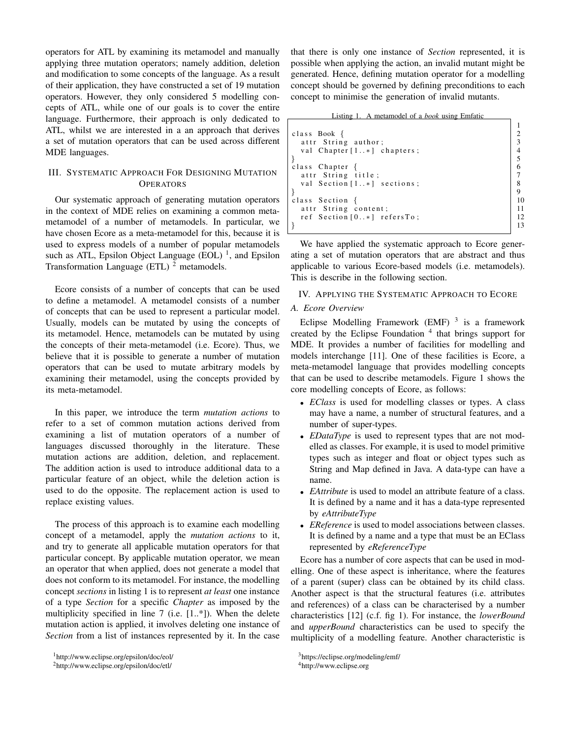operators for ATL by examining its metamodel and manually applying three mutation operators; namely addition, deletion and modification to some concepts of the language. As a result of their application, they have constructed a set of 19 mutation operators. However, they only considered 5 modelling concepts of ATL, while one of our goals is to cover the entire language. Furthermore, their approach is only dedicated to ATL, whilst we are interested in a an approach that derives a set of mutation operators that can be used across different MDE languages.

## III. Systematic Approach For Designing Mutation Operators

Our systematic approach of generating mutation operators in the context of MDE relies on examining a common meta-metamodel of a number of metamodels. In particular, we have chosen Ecore as a meta-metamodel for this, because it is used to express models of a number of popular metamodels such as ATL, Epsilon Object Language (EOL) [1], and Epsilon Transformation Language (ETL) [2] metamodels.

Ecore consists of a number of concepts that can be used to define a metamodel. A metamodel consists of a number of concepts that can be used to represent a particular model. Usually, models can be mutated by using the concepts of its metamodel. Hence, metamodels can be mutated by using the concepts of their meta-metamodel (i.e. Ecore). Thus, we believe that it is possible to generate a number of mutation operators that can be used to mutate arbitrary models by examining their metamodel, using the concepts provided by its meta-metamodel.

In this paper, we introduce the term *mutation actions* to refer to a set of common mutation actions derived from examining a list of mutation operators of a number of languages discussed thoroughly in the literature. These mutation actions are addition, deletion, and replacement. The addition action is used to introduce additional data to a particular feature of an object, while the deletion action is used to do the opposite. The replacement action is used to replace existing values.

The process of this approach is to examine each modelling concept of a metamodel, apply the *mutation actions* to it, and try to generate all applicable mutation operators for that particular concept. By applicable mutation operator, we mean an operator that when applied, does not generate a model that does not conform to its metamodel. For instance, the modelling concept *sections* in listing 1 is to represent *at least* one instance of a type *Section* for a specific *Chapter* as imposed by the multiplicity specified in line 7 (i.e. [1..*]). When the delete mutation action is applied, it involves deleting one instance of *Section* from a list of instances represented by it. In the case that there is only one instance of *Section* represented, it is possible when applying the action, an invalid mutant might be generated. Hence, defining mutation operator for a modelling concept should be governed by defining preconditions to each concept to minimise the generation of invalid mutants.

Listing 1. A metamodel of a *book* using Emfatic

```
1
2  class Book {
3    attr String author;
4    val Chapter[1..*] chapters;
5  }
6  class Chapter {
7    attr String title;
8    val Section[1..*] sections;
9  }
10 class Section {
11   attr String content;
12   ref Section[0..*] refersTo;
13 }
```

We have applied the systematic approach to Ecore generating a set of mutation operators that are abstract and thus applicable to various Ecore-based models (i.e. metamodels). This is describe in the following section.

## IV. Applying the Systematic Approach to Ecore

### A. Ecore Overview

Eclipse Modelling Framework (EMF) [3] is a framework created by the Eclipse Foundation [4] that brings support for MDE. It provides a number of facilities for modelling and models interchange [11]. One of these facilities is Ecore, a meta-metamodel language that provides modelling concepts that can be used to describe metamodels. Figure 1 shows the core modelling concepts of Ecore, as follows:

- *EClass* is used for modelling classes or types. A class may have a name, a number of structural features, and a number of super-types.
- *EDataType* is used to represent types that are not modelled as classes. For example, it is used to model primitive types such as integer and float or object types such as String and Map defined in Java. A data-type can have a name.
- *EAttribute* is used to model an attribute feature of a class. It is defined by a name and it has a data-type represented by *eAttributeType*
- *EReference* is used to model associations between classes. It is defined by a name and a type that must be an EClass represented by *eReferenceType*

Ecore has a number of core aspects that can be used in modelling. One of these aspect is inheritance, where the features of a parent (super) class can be obtained by its child class. Another aspect is that the structural features (i.e. attributes and references) of a class can be characterised by a number characteristics [12] (c.f. fig 1). For instance, the *lowerBound* and *upperBound* characteristics can be used to specify the multiplicity of a modelling feature. Another characteristic is

[1] http://www.eclipse.org/epsilon/doc/eol/

[2] http://www.eclipse.org/epsilon/doc/etl/

[3] https://eclipse.org/modeling/emf/

[4] http://www.eclipse.org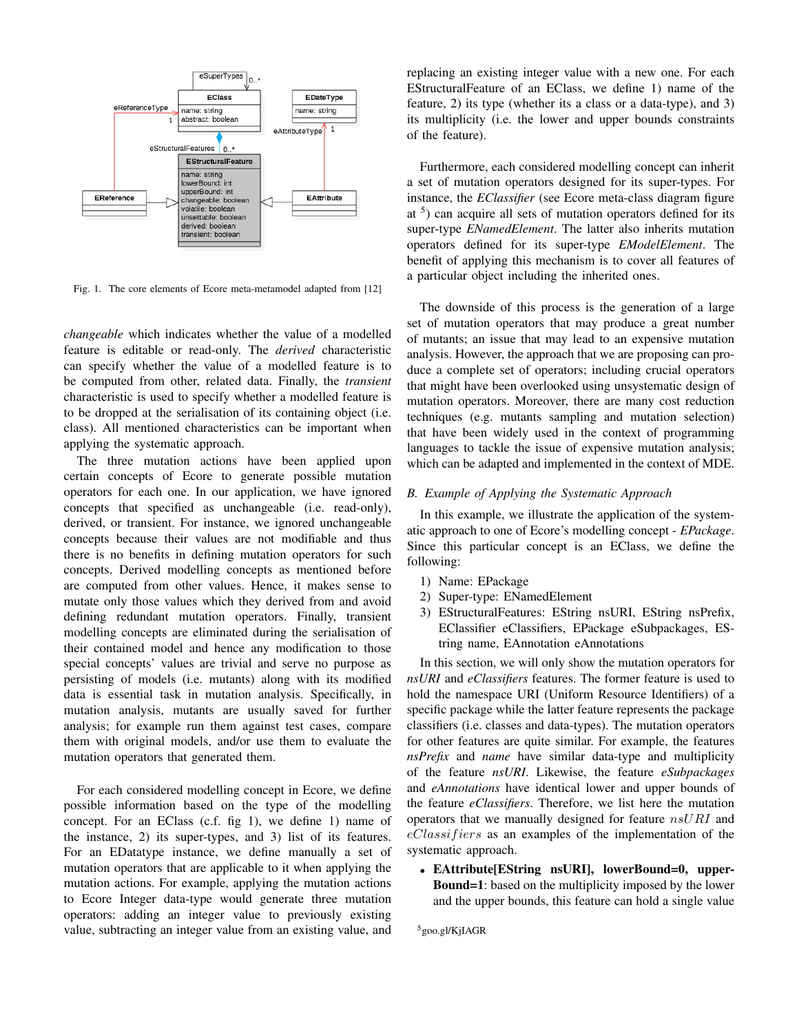Fig. 1. The core elements of Ecore meta-metamodel adapted from [12]

*changeable* which indicates whether the value of a modelled feature is editable or read-only. The *derived* characteristic can specify whether the value of a modelled feature is to be computed from other, related data. Finally, the *transient* characteristic is used to specify whether a modelled feature is to be dropped at the serialisation of its containing object (i.e. class). All mentioned characteristics can be important when applying the systematic approach.

The three mutation actions have been applied upon certain concepts of Ecore to generate possible mutation operators for each one. In our application, we have ignored concepts that specified as unchangeable (i.e. read-only), derived, or transient. For instance, we ignored unchangeable concepts because their values are not modifiable and thus there is no benefits in defining mutation operators for such concepts. Derived modelling concepts as mentioned before are computed from other values. Hence, it makes sense to mutate only those values which they derived from and avoid defining redundant mutation operators. Finally, transient modelling concepts are eliminated during the serialisation of their contained model and hence any modification to those special concepts' values are trivial and serve no purpose as persisting of models (i.e. mutants) along with its modified data is essential task in mutation analysis. Specifically, in mutation analysis, mutants are usually saved for further analysis; for example run them against test cases, compare them with original models, and/or use them to evaluate the mutation operators that generated them.

For each considered modelling concept in Ecore, we define possible information based on the type of the modelling concept. For an EClass (c.f. fig 1), we define 1) name of the instance, 2) its super-types, and 3) list of its features. For an EDatatype instance, we define manually a set of mutation operators that are applicable to it when applying the mutation actions. For example, applying the mutation actions to Ecore Integer data-type would generate three mutation operators: adding an integer value to previously existing value, subtracting an integer value from an existing value, and replacing an existing integer value with a new one. For each EStructuralFeature of an EClass, we define 1) name of the feature, 2) its type (whether its a class or a data-type), and 3) its multiplicity (i.e. the lower and upper bounds constraints of the feature).

Furthermore, each considered modelling concept can inherit a set of mutation operators designed for its super-types. For instance, the *EClassifier* (see Ecore meta-class diagram figure at [5]) can acquire all sets of mutation operators defined for its super-type *ENamedElement*. The latter also inherits mutation operators defined for its super-type *EModelElement*. The benefit of applying this mechanism is to cover all features of a particular object including the inherited ones.

The downside of this process is the generation of a large set of mutation operators that may produce a great number of mutants; an issue that may lead to an expensive mutation analysis. However, the approach that we are proposing can produce a complete set of operators; including critical operators that might have been overlooked using unsystematic design of mutation operators. Moreover, there are many cost reduction techniques (e.g. mutants sampling and mutation selection) that have been widely used in the context of programming languages to tackle the issue of expensive mutation analysis; which can be adapted and implemented in the context of MDE.

### B. Example of Applying the Systematic Approach

In this example, we illustrate the application of the systematic approach to one of Ecore's modelling concept - *EPackage*. Since this particular concept is an EClass, we define the following:

1) Name: EPackage
2) Super-type: ENamedElement
3) EStructuralFeatures: EString nsURI, EString nsPrefix, EClassifier eClassifiers, EPackage eSubpackages, EString name, EAnnotation eAnnotations

In this section, we will only show the mutation operators for *nsURI* and *eClassifiers* features. The former feature is used to hold the namespace URI (Uniform Resource Identifiers) of a specific package while the latter feature represents the package classifiers (i.e. classes and data-types). The mutation operators for other features are quite similar. For example, the features *nsPrefix* and *name* have similar data-type and multiplicity of the feature *nsURI*. Likewise, the feature *eSubpackages* and *eAnnotations* have identical lower and upper bounds of the feature *eClassifiers*. Therefore, we list here the mutation operators that we manually designed for feature $nsURI$ and $eClassifiers$ as an examples of the implementation of the systematic approach.

- **EAttribute[EString nsURI], lowerBound=0, upperBound=1**: based on the multiplicity imposed by the lower and the upper bounds, this feature can hold a single value

[5] goo.gl/KjIAGR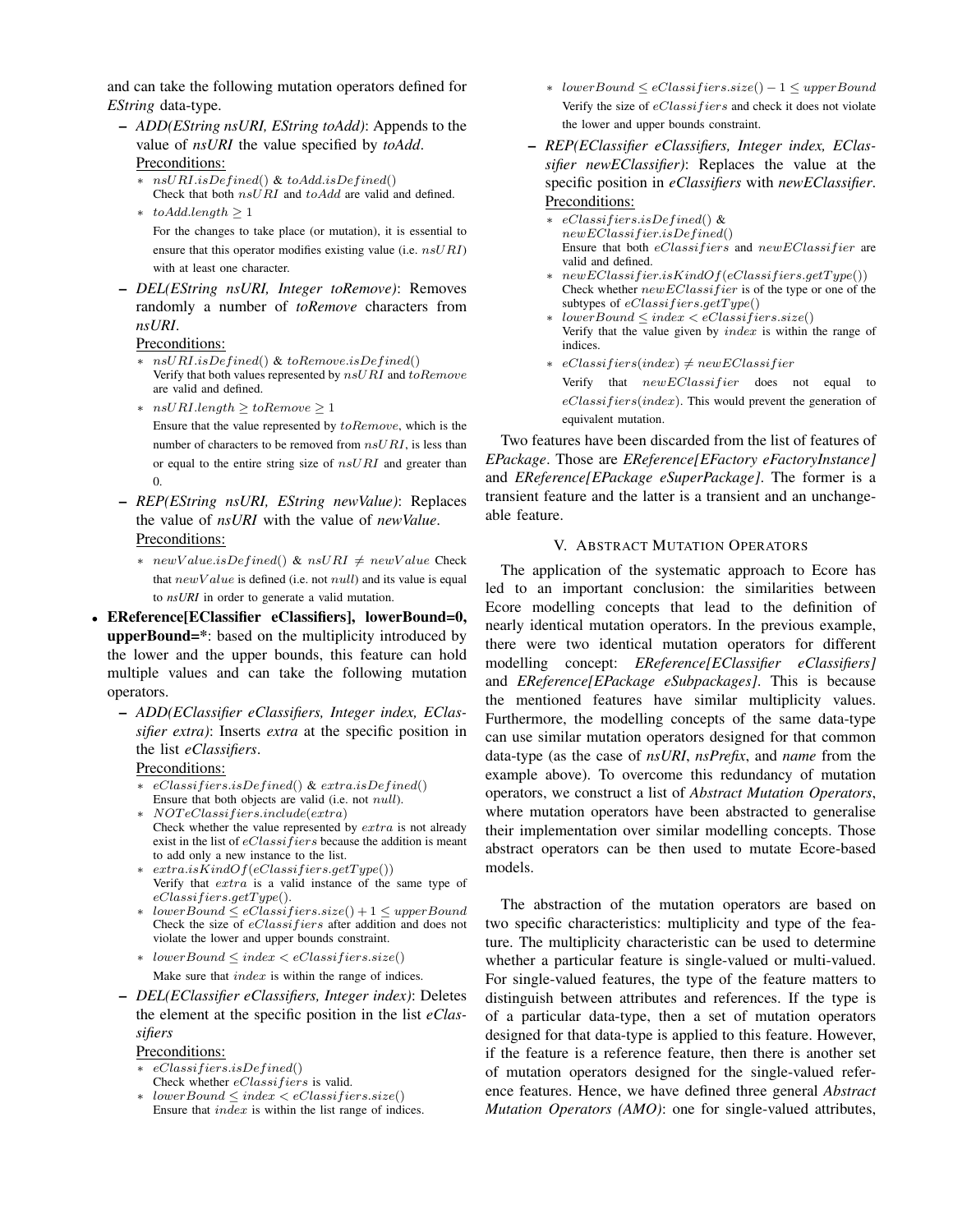and can take the following mutation operators defined for *EString* data-type.

- ***ADD(EString nsURI, EString toAdd)***: Appends to the value of ***nsURI*** the value specified by ***toAdd***.
  Preconditions:
  - $nsURI.isDefined()$ & $toAdd.isDefined()$
    Check that both $nsURI$ and $toAdd$ are valid and defined.
  - $toAdd.length \geq 1$
    For the changes to take place (or mutation), it is essential to ensure that this operator modifies existing value (i.e. $nsURI$) with at least one character.
- ***DEL(EString nsURI, Integer toRemove)***: Removes randomly a number of ***toRemove*** characters from ***nsURI***.
  Preconditions:
  - $nsURI.isDefined()$ & $toRemove.isDefined()$
    Verify that both values represented by $nsURI$ and $toRemove$ are valid and defined.
  - $nsURI.length \geq toRemove \geq 1$
    Ensure that the value represented by $toRemove$, which is the number of characters to be removed from $nsURI$, is less than or equal to the entire string size of $nsURI$ and greater than 0.
- ***REP(EString nsURI, EString newValue)***: Replaces the value of ***nsURI*** with the value of ***newValue***.
  Preconditions:
  - $newValue.isDefined()$ & $nsURI \neq newValue$ Check that $newValue$ is defined (i.e. not $null$) and its value is equal to *nsURI* in order to generate a valid mutation.

- **EReference[EClassifier eClassifiers], lowerBound=0, upperBound=***: based on the multiplicity introduced by the lower and the upper bounds, this feature can hold multiple values and can take the following mutation operators.
  - ***ADD(EClassifier eClassifiers, Integer index, EClassifier extra)***: Inserts ***extra*** at the specific position in the list ***eClassifiers***.
    Preconditions:
    - $eClassifiers.isDefined()$ & $extra.isDefined()$
      Ensure that both objects are valid (i.e. not $null$).
    - $NOT eClassifiers.include(extra)$
      Check whether the value represented by $extra$ is not already exist in the list of $eClassifiers$ because the addition is meant to add only a new instance to the list.
    - $extra.isKindOf(eClassifiers.getType())$
      Verify that $extra$ is a valid instance of the same type of $eClassifiers.getType()$.
    - $lowerBound \leq eClassifiers.size() + 1 \leq upperBound$
      Check the size of $eClassifiers$ after addition and does not violate the lower and upper bounds constraint.
    - $lowerBound \leq index < eClassifiers.size()$
      Make sure that $index$ is within the range of indices.
  - ***DEL(EClassifier eClassifiers, Integer index)***: Deletes the element at the specific position in the list ***eClassifiers***
    Preconditions:
    - $eClassifiers.isDefined()$
      Check whether $eClassifiers$ is valid.
    - $lowerBound \leq index < eClassifiers.size()$
      Ensure that $index$ is within the list range of indices.
    - $lowerBound \leq eClassifiers.size() - 1 \leq upperBound$
      Verify the size of $eClassifiers$ and check it does not violate the lower and upper bounds constraint.
  - ***REP(EClassifier eClassifiers, Integer index, EClassifier newEClassifier)***: Replaces the value at the specific position in ***eClassifiers*** with ***newEClassifier***.
    Preconditions:
    - $eClassifiers.isDefined()$ & $newEClassifier.isDefined()$
      Ensure that both $eClassifiers$ and $newEClassifier$ are valid and defined.
    - $newEClassifier.isKindOf(eClassifiers.getType())$
      Check whether $newEClassifier$ is of the type or one of the subtypes of $eClassifiers.getType()$
    - $lowerBound \leq index < eClassifiers.size()$
      Verify that the value given by $index$ is within the range of indices.
    - $eClassifiers(index) \neq newEClassifier$
      Verify that $newEClassifier$ does not equal to $eClassifiers(index)$. This would prevent the generation of equivalent mutation.

Two features have been discarded from the list of features of *EPackage*. Those are ***EReference[EFactory eFactoryInstance]*** and ***EReference[EPackage eSuperPackage]***. The former is a transient feature and the latter is a transient and an unchangeable feature.

## V. Abstract Mutation Operators

The application of the systematic approach to Ecore has led to an important conclusion: the similarities between Ecore modelling concepts that lead to the definition of nearly identical mutation operators. In the previous example, there were two identical mutation operators for different modelling concept: ***EReference[EClassifier eClassifiers]*** and ***EReference[EPackage eSubpackages]***. This is because the mentioned features have similar multiplicity values. Furthermore, the modelling concepts of the same data-type can use similar mutation operators designed for that common data-type (as the case of ***nsURI***, ***nsPrefix***, and ***name*** from the example above). To overcome this redundancy of mutation operators, we construct a list of *Abstract Mutation Operators*, where mutation operators have been abstracted to generalise their implementation over similar modelling concepts. Those abstract operators can be then used to mutate Ecore-based models.

The abstraction of the mutation operators are based on two specific characteristics: multiplicity and type of the feature. The multiplicity characteristic can be used to determine whether a particular feature is single-valued or multi-valued. For single-valued features, the type of the feature matters to distinguish between attributes and references. If the type is of a particular data-type, then a set of mutation operators designed for that data-type is applied to this feature. However, if the feature is a reference feature, then there is another set of mutation operators designed for the single-valued reference features. Hence, we have defined three general *Abstract Mutation Operators (AMO)*: one for single-valued attributes,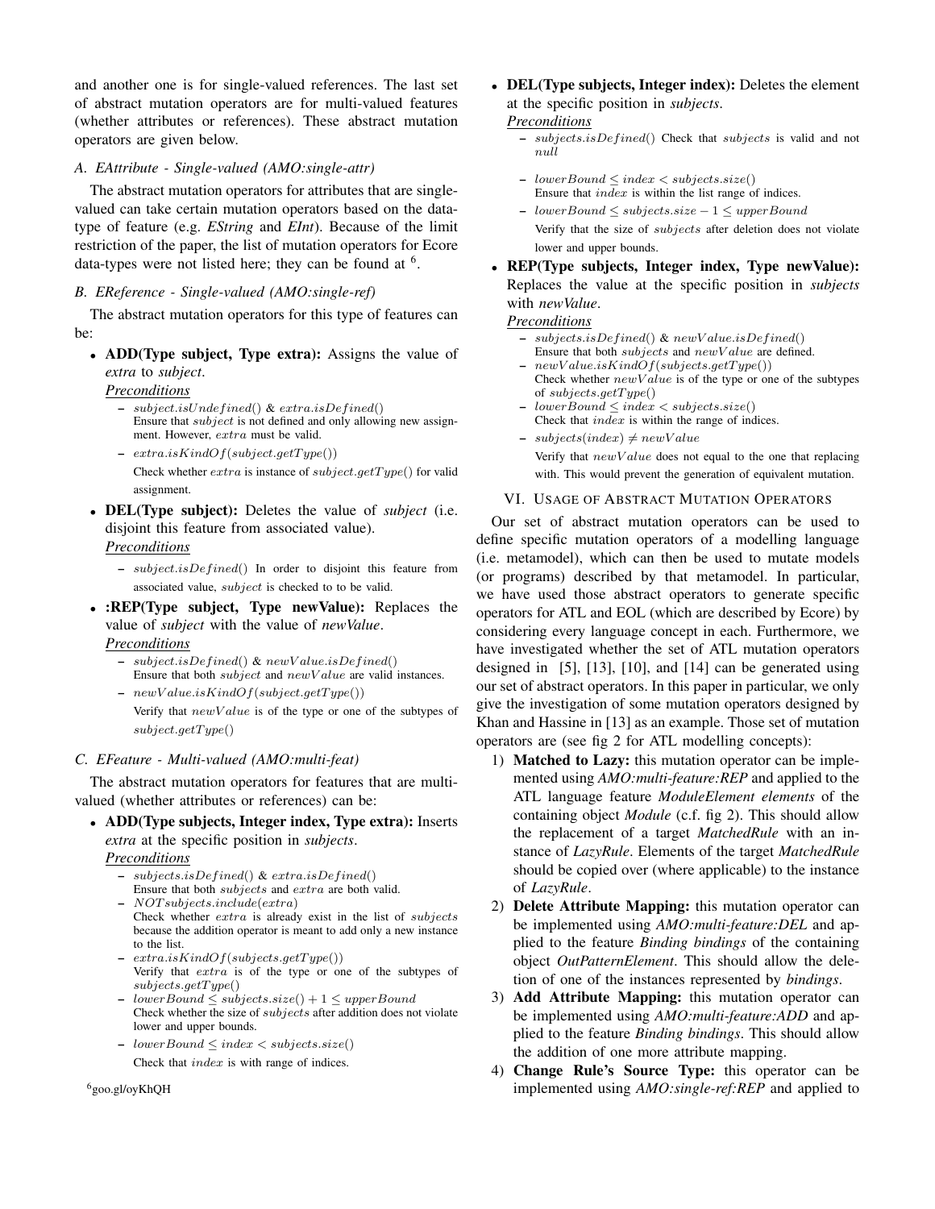and another one is for single-valued references. The last set of abstract mutation operators are for multi-valued features (whether attributes or references). These abstract mutation operators are given below.

### A. EAttribute - Single-valued (AMO:single-attr)

The abstract mutation operators for attributes that are single-valued can take certain mutation operators based on the data-type of feature (e.g. *EString* and *EInt*). Because of the limit restriction of the paper, the list of mutation operators for Ecore data-types were not listed here; they can be found at [6].

### B. EReference - Single-valued (AMO:single-ref)

The abstract mutation operators for this type of features can be:

- **ADD(Type subject, Type extra):** Assigns the value of *extra* to *subject*.
  
  *Preconditions*
  - $subject.isUndefined()$ & $extra.isDefined()$
    Ensure that $subject$ is not defined and only allowing new assignment. However, $extra$ must be valid.
  - $extra.isKindOf(subject.getType())$
    Check whether $extra$ is instance of $subject.getType()$ for valid assignment.
- **DEL(Type subject):** Deletes the value of *subject* (i.e. disjoint this feature from associated value).
  
  *Preconditions*
  - $subject.isDefined()$ In order to disjoint this feature from associated value, $subject$ is checked to to be valid.
- **:REP(Type subject, Type newValue):** Replaces the value of *subject* with the value of *newValue*.
  
  *Preconditions*
  - $subject.isDefined()$ & $newValue.isDefined()$
    Ensure that both $subject$ and $newValue$ are valid instances.
  - $newValue.isKindOf(subject.getType())$
    Verify that $newValue$ is of the type or one of the subtypes of $subject.getType()$

### C. EFeature - Multi-valued (AMO:multi-feat)

The abstract mutation operators for features that are multi-valued (whether attributes or references) can be:

- **ADD(Type subjects, Integer index, Type extra):** Inserts *extra* at the specific position in *subjects*.
  
  *Preconditions*
  - $subjects.isDefined()$ & $extra.isDefined()$
    Ensure that both $subjects$ and $extra$ are both valid.
  - $NOT subjects.include(extra)$
    Check whether $extra$ is already exist in the list of $subjects$ because the addition operator is meant to add only a new instance to the list.
  - $extra.isKindOf(subjects.getType())$
    Verify that $extra$ is of the type or one of the subtypes of $subjects.getType()$
  - $lowerBound \leq subjects.size() + 1 \leq upperBound$
    Check whether the size of $subjects$ after addition does not violate lower and upper bounds.
  - $lowerBound \leq index < subjects.size()$
    Check that $index$ is with range of indices.
- **DEL(Type subjects, Integer index):** Deletes the element at the specific position in *subjects*.
  
  *Preconditions*
  - $subjects.isDefined()$ Check that $subjects$ is valid and not $null$
  - $lowerBound \leq index < subjects.size()$
    Ensure that $index$ is within the list range of indices.
  - $lowerBound \leq subjects.size - 1 \leq upperBound$
    Verify that the size of $subjects$ after deletion does not violate lower and upper bounds.
- **REP(Type subjects, Integer index, Type newValue):** Replaces the value at the specific position in *subjects* with *newValue*.
  
  *Preconditions*
  - $subjects.isDefined()$ & $newValue.isDefined()$
    Ensure that both $subjects$ and $newValue$ are defined.
  - $newValue.isKindOf(subjects.getType())$
    Check whether $newValue$ is of the type or one of the subtypes of $subjects.getType()$
  - $lowerBound \leq index < subjects.size()$
    Check that $index$ is within the range of indices.
  - $subjects(index) \neq newValue$
    Verify that $newValue$ does not equal to the one that replacing with. This would prevent the generation of equivalent mutation.

## VI. Usage of Abstract Mutation Operators

Our set of abstract mutation operators can be used to define specific mutation operators of a modelling language (i.e. metamodel), which can then be used to mutate models (or programs) described by that metamodel. In particular, we have used those abstract operators to generate specific operators for ATL and EOL (which are described by Ecore) by considering every language concept in each. Furthermore, we have investigated whether the set of ATL mutation operators designed in [5], [13], [10], and [14] can be generated using our set of abstract operators. In this paper in particular, we only give the investigation of some mutation operators designed by Khan and Hassine in [13] as an example. Those set of mutation operators are (see fig 2 for ATL modelling concepts):

1) **Matched to Lazy:** this mutation operator can be implemented using *AMO:multi-feature:REP* and applied to the ATL language feature *ModuleElement elements* of the containing object *Module* (c.f. fig 2). This should allow the replacement of a target *MatchedRule* with an instance of *LazyRule*. Elements of the target *MatchedRule* should be copied over (where applicable) to the instance of *LazyRule*.
2) **Delete Attribute Mapping:** this mutation operator can be implemented using *AMO:multi-feature:DEL* and applied to the feature *Binding bindings* of the containing object *OutPatternElement*. This should allow the deletion of one of the instances represented by *bindings*.
3) **Add Attribute Mapping:** this mutation operator can be implemented using *AMO:multi-feature:ADD* and applied to the feature *Binding bindings*. This should allow the addition of one more attribute mapping.
4) **Change Rule's Source Type:** this operator can be implemented using *AMO:single-ref:REP* and applied to

[6]goo.gl/oyKhQH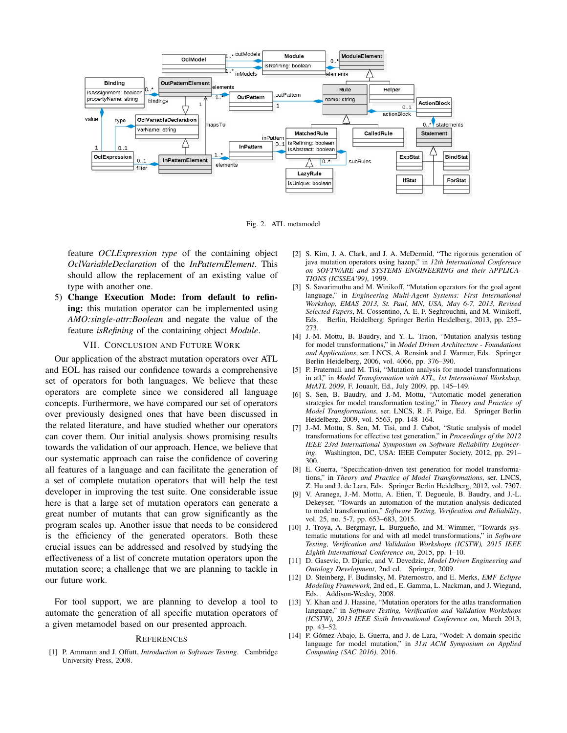Fig. 2. ATL metamodel

feature *OCLExpression type* of the containing object *OclVariableDeclaration* of the *InPatternElement*. This should allow the replacement of an existing value of type with another one.

5) **Change Execution Mode: from default to refining:** this mutation operator can be implemented using *AMO:single-attr:Boolean* and negate the value of the feature *isRefining* of the containing object *Module*.

## VII. Conclusion and Future Work

Our application of the abstract mutation operators over ATL and EOL has raised our confidence towards a comprehensive set of operators for both languages. We believe that these operators are complete since we considered all language concepts. Furthermore, we have compared our set of operators over previously designed ones that have been discussed in the related literature, and have studied whether our operators can cover them. Our initial analysis shows promising results towards the validation of our approach. Hence, we believe that our systematic approach can raise the confidence of covering all features of a language and can facilitate the generation of a set of complete mutation operators that will help the test developer in improving the test suite. One considerable issue here is that a large set of mutation operators can generate a great number of mutants that can grow significantly as the program scales up. Another issue that needs to be considered is the efficiency of the generated operators. Both these crucial issues can be addressed and resolved by studying the effectiveness of a list of concrete mutation operators upon the mutation score; a challenge that we are planning to tackle in our future work.

For tool support, we are planning to develop a tool to automate the generation of all specific mutation operators of a given metamodel based on our presented approach.

## References

[1] P. Ammann and J. Offutt, *Introduction to Software Testing*. Cambridge University Press, 2008.

[2] S. Kim, J. A. Clark, and J. A. McDermid, "The rigorous generation of java mutation operators using hazop," in *12th International Conference on SOFTWARE and SYSTEMS ENGINEERING and their APPLICATIONS (ICSSEA'99)*, 1999.

[3] S. Savarimuthu and M. Winikoff, "Mutation operators for the goal agent language," in *Engineering Multi-Agent Systems: First International Workshop, EMAS 2013, St. Paul, MN, USA, May 6-7, 2013, Revised Selected Papers*, M. Cossentino, A. E. F. Seghrouchni, and M. Winikoff, Eds. Berlin, Heidelberg: Springer Berlin Heidelberg, 2013, pp. 255–273.

[4] J.-M. Mottu, B. Baudry, and Y. L. Traon, "Mutation analysis testing for model transformations," in *Model Driven Architecture - Foundations and Applications*, ser. LNCS, A. Rensink and J. Warmer, Eds. Springer Berlin Heidelberg, 2006, vol. 4066, pp. 376–390.

[5] P. Fraternali and M. Tisi, "Mutation analysis for model transformations in atl," in *Model Transformation with ATL, 1st International Workshop, MtATL 2009*, F. Jouault, Ed., July 2009, pp. 145–149.

[6] S. Sen, B. Baudry, and J.-M. Mottu, "Automatic model generation strategies for model transformation testing," in *Theory and Practice of Model Transformations*, ser. LNCS, R. F. Paige, Ed. Springer Berlin Heidelberg, 2009, vol. 5563, pp. 148–164.

[7] J.-M. Mottu, S. Sen, M. Tisi, and J. Cabot, "Static analysis of model transformations for effective test generation," in *Proceedings of the 2012 IEEE 23rd International Symposium on Software Reliability Engineering*. Washington, DC, USA: IEEE Computer Society, 2012, pp. 291–300.

[8] E. Guerra, "Specification-driven test generation for model transformations," in *Theory and Practice of Model Transformations*, ser. LNCS, Z. Hu and J. de Lara, Eds. Springer Berlin Heidelberg, 2012, vol. 7307.

[9] V. Aranega, J.-M. Mottu, A. Etien, T. Degueule, B. Baudry, and J.-L. Dekeyser, "Towards an automation of the mutation analysis dedicated to model transformation," *Software Testing, Verification and Reliability*, vol. 25, no. 5-7, pp. 653–683, 2015.

[10] J. Troya, A. Bergmayr, L. Burgueño, and M. Wimmer, "Towards systematic mutations for and with atl model transformations," in *Software Testing, Verification and Validation Workshops (ICSTW), 2015 IEEE Eighth International Conference on*, 2015, pp. 1–10.

[11] D. Gasevic, D. Djuric, and V. Devedzic, *Model Driven Engineering and Ontology Development*, 2nd ed. Springer, 2009.

[12] D. Steinberg, F. Budinsky, M. Paternostro, and E. Merks, *EMF Eclipse Modeling Framework*, 2nd ed., E. Gamma, L. Nackman, and J. Wiegand, Eds. Addison-Wesley, 2008.

[13] Y. Khan and J. Hassine, "Mutation operators for the atlas transformation language," in *Software Testing, Verification and Validation Workshops (ICSTW), 2013 IEEE Sixth International Conference on*, March 2013, pp. 43–52.

[14] P. Gómez-Abajo, E. Guerra, and J. de Lara, "Wodel: A domain-specific language for model mutation," in *31st ACM Symposium on Applied Computing (SAC 2016)*, 2016.